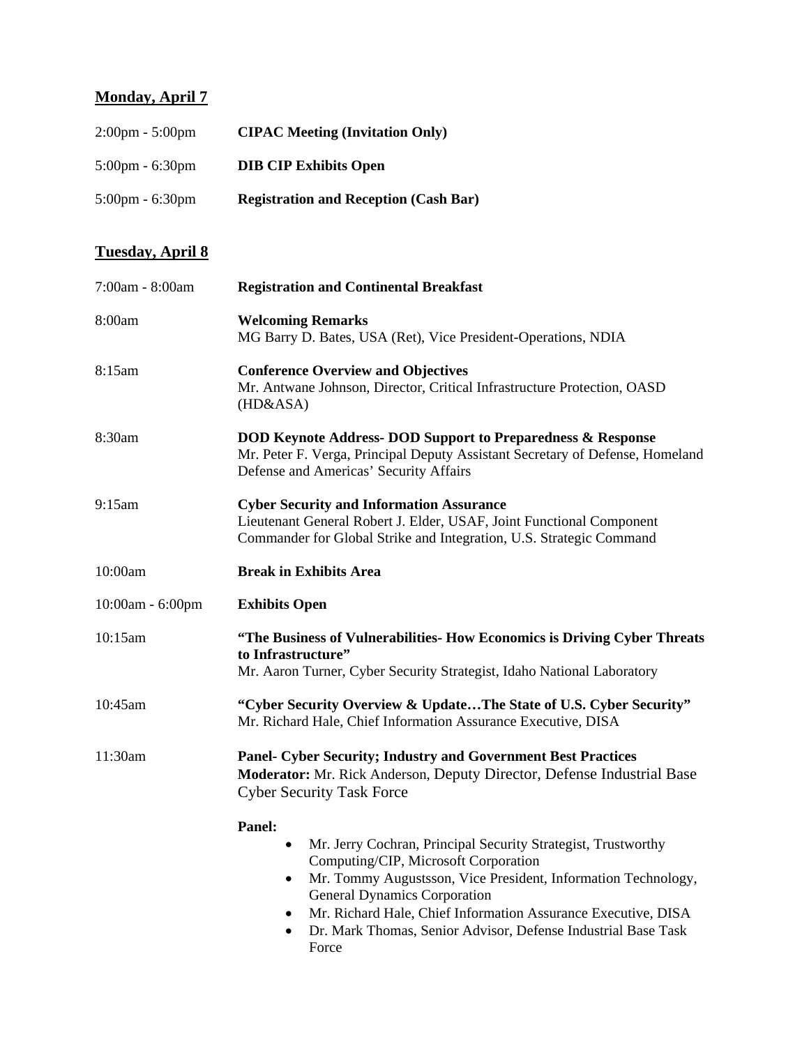## Monday, April 7

| | |
|---|---|
| 2:00pm - 5:00pm | **CIPAC Meeting (Invitation Only)** |
| 5:00pm - 6:30pm | **DIB CIP Exhibits Open** |
| 5:00pm - 6:30pm | **Registration and Reception (Cash Bar)** |

## Tuesday, April 8

| | |
|---|---|
| 7:00am - 8:00am | **Registration and Continental Breakfast** |
| 8:00am | **Welcoming Remarks**<br>MG Barry D. Bates, USA (Ret), Vice President-Operations, NDIA |
| 8:15am | **Conference Overview and Objectives**<br>Mr. Antwane Johnson, Director, Critical Infrastructure Protection, OASD (HD&ASA) |
| 8:30am | **DOD Keynote Address- DOD Support to Preparedness & Response**<br>Mr. Peter F. Verga, Principal Deputy Assistant Secretary of Defense, Homeland Defense and Americas' Security Affairs |
| 9:15am | **Cyber Security and Information Assurance**<br>Lieutenant General Robert J. Elder, USAF, Joint Functional Component Commander for Global Strike and Integration, U.S. Strategic Command |
| 10:00am | **Break in Exhibits Area** |
| 10:00am - 6:00pm | **Exhibits Open** |
| 10:15am | **"The Business of Vulnerabilities- How Economics is Driving Cyber Threats to Infrastructure"**<br>Mr. Aaron Turner, Cyber Security Strategist, Idaho National Laboratory |
| 10:45am | **"Cyber Security Overview & Update…The State of U.S. Cyber Security"**<br>Mr. Richard Hale, Chief Information Assurance Executive, DISA |
| 11:30am | **Panel- Cyber Security; Industry and Government Best Practices**<br>**Moderator:** Mr. Rick Anderson, Deputy Director, Defense Industrial Base Cyber Security Task Force<br><br>**Panel:**<br>• Mr. Jerry Cochran, Principal Security Strategist, Trustworthy Computing/CIP, Microsoft Corporation<br>• Mr. Tommy Augustsson, Vice President, Information Technology, General Dynamics Corporation<br>• Mr. Richard Hale, Chief Information Assurance Executive, DISA<br>• Dr. Mark Thomas, Senior Advisor, Defense Industrial Base Task Force |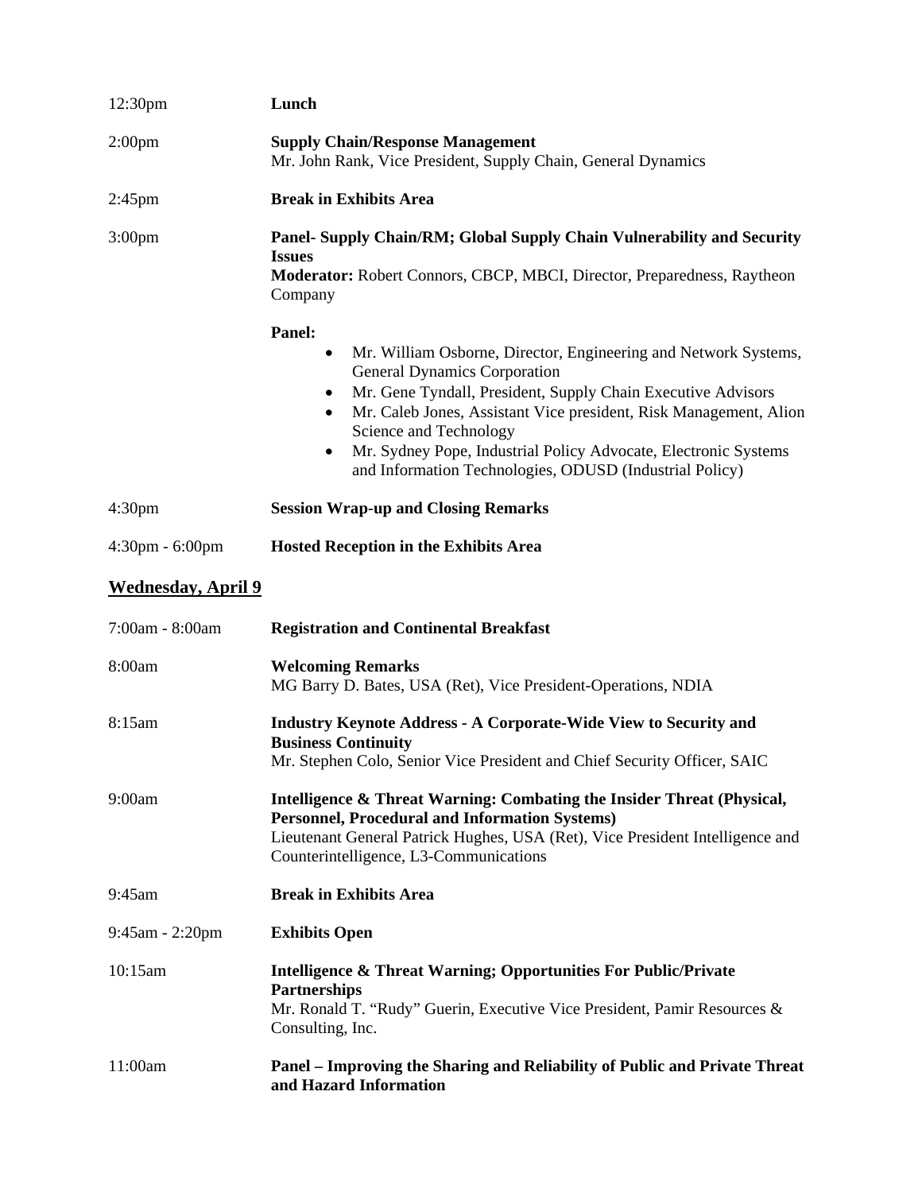12:30pm **Lunch**

2:00pm **Supply Chain/Response Management**
Mr. John Rank, Vice President, Supply Chain, General Dynamics

2:45pm **Break in Exhibits Area**

3:00pm **Panel- Supply Chain/RM; Global Supply Chain Vulnerability and Security Issues**
**Moderator:** Robert Connors, CBCP, MBCI, Director, Preparedness, Raytheon Company

**Panel:**

- Mr. William Osborne, Director, Engineering and Network Systems, General Dynamics Corporation
- Mr. Gene Tyndall, President, Supply Chain Executive Advisors
- Mr. Caleb Jones, Assistant Vice president, Risk Management, Alion Science and Technology
- Mr. Sydney Pope, Industrial Policy Advocate, Electronic Systems and Information Technologies, ODUSD (Industrial Policy)

4:30pm **Session Wrap-up and Closing Remarks**

4:30pm - 6:00pm **Hosted Reception in the Exhibits Area**

## Wednesday, April 9

7:00am - 8:00am **Registration and Continental Breakfast**

8:00am **Welcoming Remarks**
MG Barry D. Bates, USA (Ret), Vice President-Operations, NDIA

8:15am **Industry Keynote Address - A Corporate-Wide View to Security and Business Continuity**
Mr. Stephen Colo, Senior Vice President and Chief Security Officer, SAIC

9:00am **Intelligence & Threat Warning: Combating the Insider Threat (Physical, Personnel, Procedural and Information Systems)**
Lieutenant General Patrick Hughes, USA (Ret), Vice President Intelligence and Counterintelligence, L3-Communications

9:45am **Break in Exhibits Area**

9:45am - 2:20pm **Exhibits Open**

10:15am **Intelligence & Threat Warning; Opportunities For Public/Private Partnerships**
Mr. Ronald T. "Rudy" Guerin, Executive Vice President, Pamir Resources & Consulting, Inc.

11:00am **Panel – Improving the Sharing and Reliability of Public and Private Threat and Hazard Information**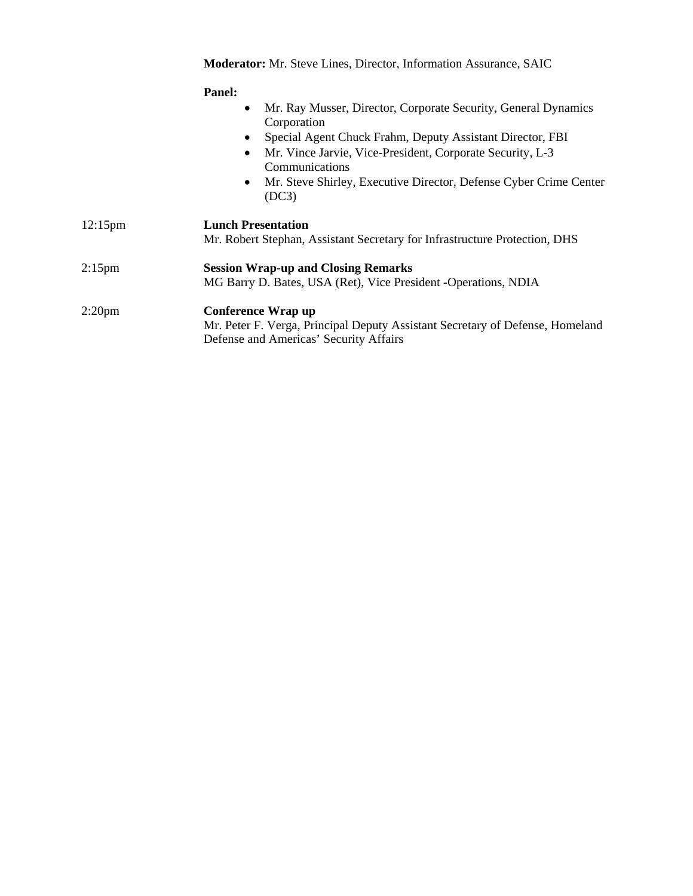**Moderator:** Mr. Steve Lines, Director, Information Assurance, SAIC

**Panel:**

- Mr. Ray Musser, Director, Corporate Security, General Dynamics Corporation
- Special Agent Chuck Frahm, Deputy Assistant Director, FBI
- Mr. Vince Jarvie, Vice-President, Corporate Security, L-3 Communications
- Mr. Steve Shirley, Executive Director, Defense Cyber Crime Center (DC3)

12:15pm **Lunch Presentation**
Mr. Robert Stephan, Assistant Secretary for Infrastructure Protection, DHS

2:15pm **Session Wrap-up and Closing Remarks**
MG Barry D. Bates, USA (Ret), Vice President -Operations, NDIA

2:20pm **Conference Wrap up**
Mr. Peter F. Verga, Principal Deputy Assistant Secretary of Defense, Homeland Defense and Americas' Security Affairs